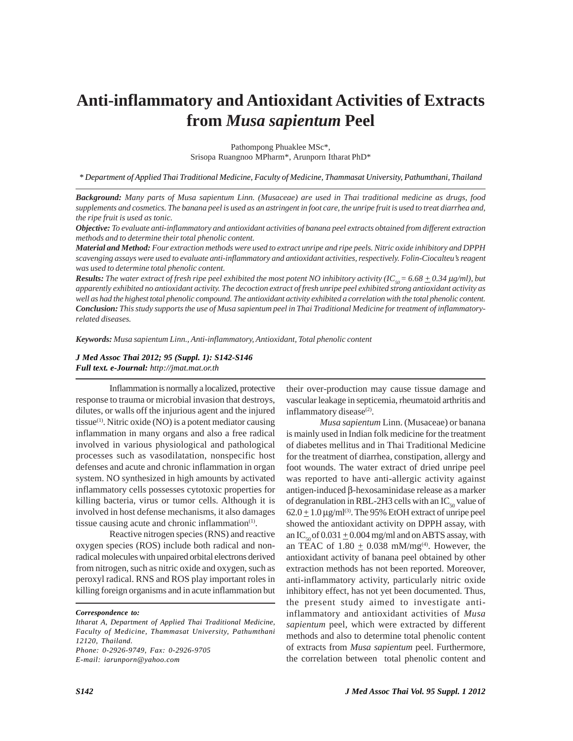# Anti-inflammatory and Antioxidant Activities of Extracts from *Musa sapientum* Peel

Pathompong Phuaklee MSc*,
Srisopa Ruangnoo MPharm*, Arunporn Itharat PhD*

*\* Department of Applied Thai Traditional Medicine, Faculty of Medicine, Thammasat University, Pathumthani, Thailand*

***Background:*** *Many parts of Musa sapientum Linn. (Musaceae) are used in Thai traditional medicine as drugs, food supplements and cosmetics. The banana peel is used as an astringent in foot care, the unripe fruit is used to treat diarrhea and, the ripe fruit is used as tonic.*

***Objective:*** *To evaluate anti-inflammatory and antioxidant activities of banana peel extracts obtained from different extraction methods and to determine their total phenolic content.*

***Material and Method:*** *Four extraction methods were used to extract unripe and ripe peels. Nitric oxide inhibitory and DPPH scavenging assays were used to evaluate anti-inflammatory and antioxidant activities, respectively. Folin-Ciocalteu's reagent was used to determine total phenolic content.*

***Results:*** *The water extract of fresh ripe peel exhibited the most potent NO inhibitory activity ($IC_{50}$ = 6.68 $\pm$ 0.34 µg/ml), but apparently exhibited no antioxidant activity. The decoction extract of fresh unripe peel exhibited strong antioxidant activity as well as had the highest total phenolic compound. The antioxidant activity exhibited a correlation with the total phenolic content.*

***Conclusion:*** *This study supports the use of Musa sapientum peel in Thai Traditional Medicine for treatment of inflammatory-related diseases.*

***Keywords:*** *Musa sapientum Linn., Anti-inflammatory, Antioxidant, Total phenolic content*

***J Med Assoc Thai 2012; 95 (Suppl. 1): S142-S146***
***Full text. e-Journal:*** *http://jmat.mat.or.th*

Inflammation is normally a localized, protective response to trauma or microbial invasion that destroys, dilutes, or walls off the injurious agent and the injured tissue[1]. Nitric oxide (NO) is a potent mediator causing inflammation in many organs and also a free radical involved in various physiological and pathological processes such as vasodilatation, nonspecific host defenses and acute and chronic inflammation in organ system. NO synthesized in high amounts by activated inflammatory cells possesses cytotoxic properties for killing bacteria, virus or tumor cells. Although it is involved in host defense mechanisms, it also damages tissue causing acute and chronic inflammation[1].

Reactive nitrogen species (RNS) and reactive oxygen species (ROS) include both radical and non-radical molecules with unpaired orbital electrons derived from nitrogen, such as nitric oxide and oxygen, such as peroxyl radical. RNS and ROS play important roles in killing foreign organisms and in acute inflammation but their over-production may cause tissue damage and vascular leakage in septicemia, rheumatoid arthritis and inflammatory disease[2].

*Musa sapientum* Linn. (Musaceae) or banana is mainly used in Indian folk medicine for the treatment of diabetes mellitus and in Thai Traditional Medicine for the treatment of diarrhea, constipation, allergy and foot wounds. The water extract of dried unripe peel was reported to have anti-allergic activity against antigen-induced β-hexosaminidase release as a marker of degranulation in RBL-2H3 cells with an $IC_{50}$ value of 62.0 $\pm$ 1.0 µg/ml[3]. The 95% EtOH extract of unripe peel showed the antioxidant activity on DPPH assay, with an $IC_{50}$ of 0.031 $\pm$ 0.004 mg/ml and on ABTS assay, with an TEAC of 1.80 $\pm$ 0.038 mM/mg[4]. However, the antioxidant activity of banana peel obtained by other extraction methods has not been reported. Moreover, anti-inflammatory activity, particularly nitric oxide inhibitory effect, has not yet been documented. Thus, the present study aimed to investigate anti-inflammatory and antioxidant activities of *Musa sapientum* peel, which were extracted by different methods and also to determine total phenolic content of extracts from *Musa sapientum* peel. Furthermore, the correlation between total phenolic content and

---

***Correspondence to:***
*Itharat A, Department of Applied Thai Traditional Medicine, Faculty of Medicine, Thammasat University, Pathumthani 12120, Thailand.*
*Phone: 0-2926-9749, Fax: 0-2926-9705*
*E-mail: iarunporn@yahoo.com*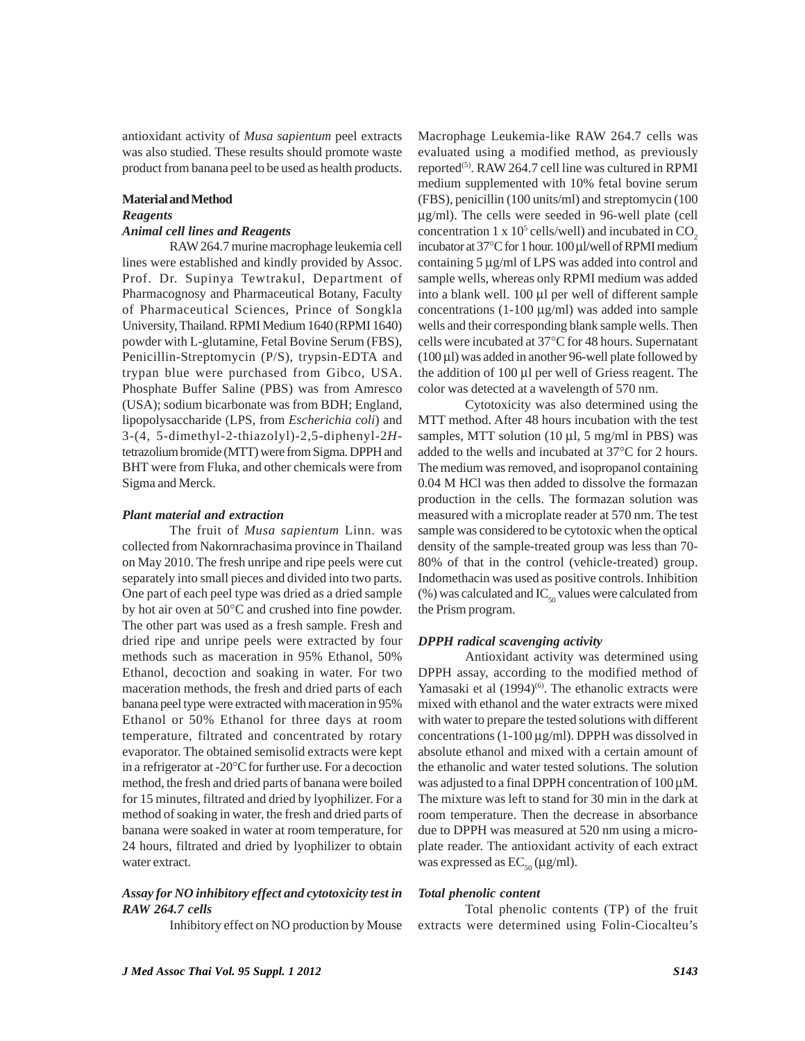antioxidant activity of *Musa sapientum* peel extracts was also studied. These results should promote waste product from banana peel to be used as health products.

## Material and Method

### *Reagents*

### *Animal cell lines and Reagents*

RAW 264.7 murine macrophage leukemia cell lines were established and kindly provided by Assoc. Prof. Dr. Supinya Tewtrakul, Department of Pharmacognosy and Pharmaceutical Botany, Faculty of Pharmaceutical Sciences, Prince of Songkla University, Thailand. RPMI Medium 1640 (RPMI 1640) powder with L-glutamine, Fetal Bovine Serum (FBS), Penicillin-Streptomycin (P/S), trypsin-EDTA and trypan blue were purchased from Gibco, USA. Phosphate Buffer Saline (PBS) was from Amresco (USA); sodium bicarbonate was from BDH; England, lipopolysaccharide (LPS, from *Escherichia coli*) and 3-(4, 5-dimethyl-2-thiazolyl)-2,5-diphenyl-2*H*-tetrazolium bromide (MTT) were from Sigma. DPPH and BHT were from Fluka, and other chemicals were from Sigma and Merck.

### *Plant material and extraction*

The fruit of *Musa sapientum* Linn. was collected from Nakornrachasima province in Thailand on May 2010. The fresh unripe and ripe peels were cut separately into small pieces and divided into two parts. One part of each peel type was dried as a dried sample by hot air oven at 50°C and crushed into fine powder. The other part was used as a fresh sample. Fresh and dried ripe and unripe peels were extracted by four methods such as maceration in 95% Ethanol, 50% Ethanol, decoction and soaking in water. For two maceration methods, the fresh and dried parts of each banana peel type were extracted with maceration in 95% Ethanol or 50% Ethanol for three days at room temperature, filtrated and concentrated by rotary evaporator. The obtained semisolid extracts were kept in a refrigerator at -20°C for further use. For a decoction method, the fresh and dried parts of banana were boiled for 15 minutes, filtrated and dried by lyophilizer. For a method of soaking in water, the fresh and dried parts of banana were soaked in water at room temperature, for 24 hours, filtrated and dried by lyophilizer to obtain water extract.

### *Assay for NO inhibitory effect and cytotoxicity test in RAW 264.7 cells*

Inhibitory effect on NO production by Mouse Macrophage Leukemia-like RAW 264.7 cells was evaluated using a modified method, as previously reported[5]. RAW 264.7 cell line was cultured in RPMI medium supplemented with 10% fetal bovine serum (FBS), penicillin (100 units/ml) and streptomycin (100 μg/ml). The cells were seeded in 96-well plate (cell concentration 1 x $10^5$ cells/well) and incubated in $CO_2$ incubator at 37°C for 1 hour. 100 μl/well of RPMI medium containing 5 μg/ml of LPS was added into control and sample wells, whereas only RPMI medium was added into a blank well. 100 μl per well of different sample concentrations (1-100 μg/ml) was added into sample wells and their corresponding blank sample wells. Then cells were incubated at 37°C for 48 hours. Supernatant (100 μl) was added in another 96-well plate followed by the addition of 100 μl per well of Griess reagent. The color was detected at a wavelength of 570 nm.

Cytotoxicity was also determined using the MTT method. After 48 hours incubation with the test samples, MTT solution (10 μl, 5 mg/ml in PBS) was added to the wells and incubated at 37°C for 2 hours. The medium was removed, and isopropanol containing 0.04 M HCl was then added to dissolve the formazan production in the cells. The formazan solution was measured with a microplate reader at 570 nm. The test sample was considered to be cytotoxic when the optical density of the sample-treated group was less than 70-80% of that in the control (vehicle-treated) group. Indomethacin was used as positive controls. Inhibition (%) was calculated and $IC_{50}$ values were calculated from the Prism program.

### *DPPH radical scavenging activity*

Antioxidant activity was determined using DPPH assay, according to the modified method of Yamasaki et al (1994)[6]. The ethanolic extracts were mixed with ethanol and the water extracts were mixed with water to prepare the tested solutions with different concentrations (1-100 μg/ml). DPPH was dissolved in absolute ethanol and mixed with a certain amount of the ethanolic and water tested solutions. The solution was adjusted to a final DPPH concentration of 100 μM. The mixture was left to stand for 30 min in the dark at room temperature. Then the decrease in absorbance due to DPPH was measured at 520 nm using a micro-plate reader. The antioxidant activity of each extract was expressed as $EC_{50}$ (μg/ml).

### *Total phenolic content*

Total phenolic contents (TP) of the fruit extracts were determined using Folin-Ciocalteu's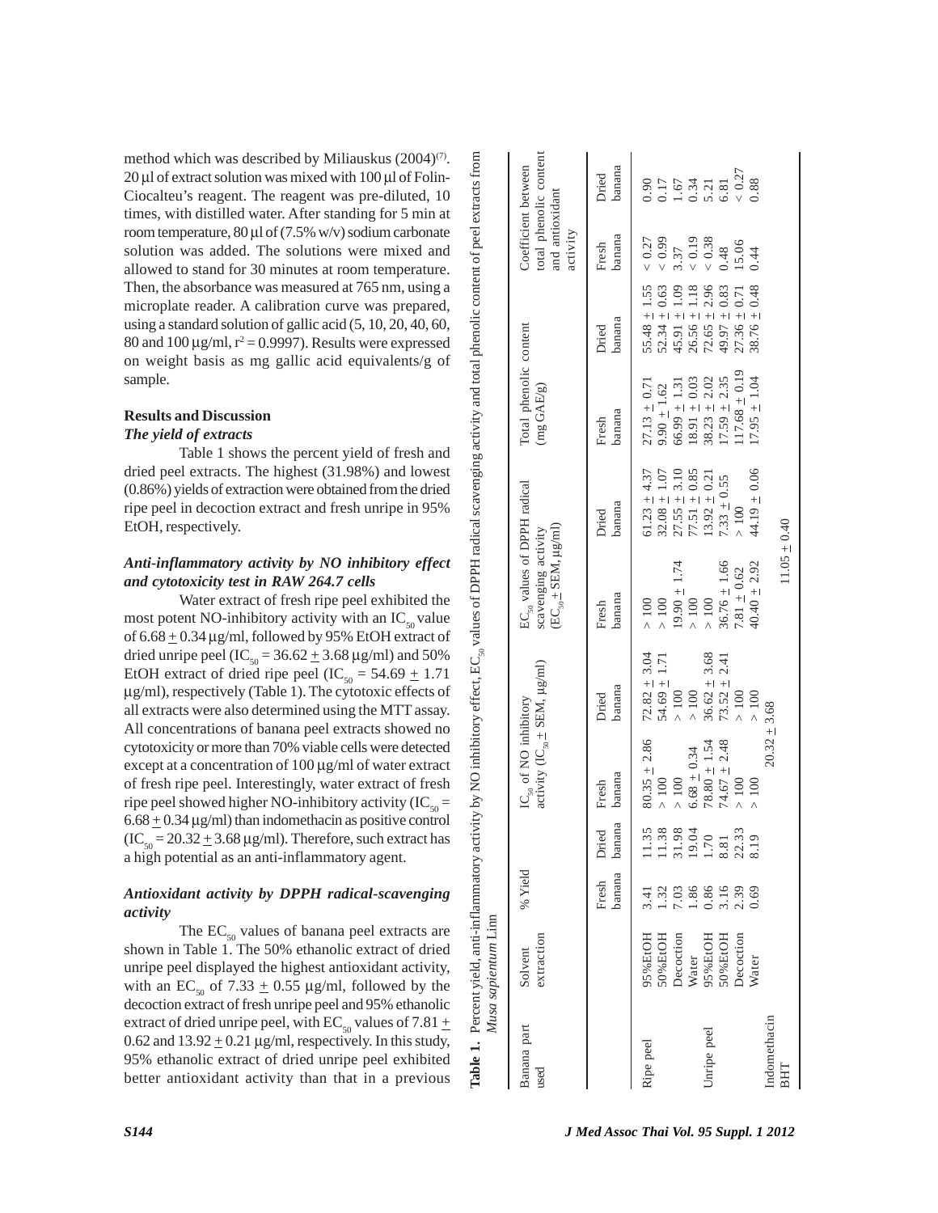method which was described by Miliauskus (2004)[7]. 20 µl of extract solution was mixed with 100 µl of Folin-Ciocalteu's reagent. The reagent was pre-diluted, 10 times, with distilled water. After standing for 5 min at room temperature, 80 µl of (7.5% w/v) sodium carbonate solution was added. The solutions were mixed and allowed to stand for 30 minutes at room temperature. Then, the absorbance was measured at 765 nm, using a microplate reader. A calibration curve was prepared, using a standard solution of gallic acid (5, 10, 20, 40, 60, 80 and 100 µg/ml, $r^2 = 0.9997$). Results were expressed on weight basis as mg gallic acid equivalents/g of sample.

## Results and Discussion

### *The yield of extracts*

Table 1 shows the percent yield of fresh and dried peel extracts. The highest (31.98%) and lowest (0.86%) yields of extraction were obtained from the dried ripe peel in decoction extract and fresh unripe in 95% EtOH, respectively.

### *Anti-inflammatory activity by NO inhibitory effect and cytotoxicity test in RAW 264.7 cells*

Water extract of fresh ripe peel exhibited the most potent NO-inhibitory activity with an $IC_{50}$ value of 6.68 ± 0.34 µg/ml, followed by 95% EtOH extract of dried unripe peel ($IC_{50}$ = 36.62 ± 3.68 µg/ml) and 50% EtOH extract of dried ripe peel ($IC_{50}$ = 54.69 ± 1.71 µg/ml), respectively (Table 1). The cytotoxic effects of all extracts were also determined using the MTT assay. All concentrations of banana peel extracts showed no cytotoxicity or more than 70% viable cells were detected except at a concentration of 100 µg/ml of water extract of fresh ripe peel. Interestingly, water extract of fresh ripe peel showed higher NO-inhibitory activity ($IC_{50}$ = 6.68 ± 0.34 µg/ml) than indomethacin as positive control ($IC_{50}$ = 20.32 ± 3.68 µg/ml). Therefore, such extract has a high potential as an anti-inflammatory agent.

### *Antioxidant activity by DPPH radical-scavenging activity*

The $EC_{50}$ values of banana peel extracts are shown in Table 1. The 50% ethanolic extract of dried unripe peel displayed the highest antioxidant activity, with an $EC_{50}$ of 7.33 ± 0.55 µg/ml, followed by the decoction extract of fresh unripe peel and 95% ethanolic extract of dried unripe peel, with $EC_{50}$ values of 7.81 ± 0.62 and 13.92 ± 0.21 µg/ml, respectively. In this study, 95% ethanolic extract of dried unripe peel exhibited better antioxidant activity than that in a previous

**Table 1.** Percent yield, anti-inflammatory activity by NO inhibitory effect, $EC_{50}$ values of DPPH radical scavenging activity and total phenolic content of peel extracts from *Musa sapientum* Linn

| Banana part used | Solvent extraction | % Yield | | $IC_{50}$ of NO inhibitory activity ($IC_{50}$ ± SEM, µg/ml) | | $EC_{50}$ values of DPPH radical scavenging activity ($EC_{50}$ ± SEM, µg/ml) | | Total phenolic content (mg GAE/g) | | Coefficient between total phenolic content and antioxidant activity | |
|---|---|---|---|---|---|---|---|---|---|---|---|
| | | Fresh banana | Dried banana | Fresh banana | Dried banana | Fresh banana | Dried banana | Fresh banana | Dried banana | Fresh banana | Dried banana |
| Ripe peel | 95%EtOH | 3.41 | 11.35 | 80.35 ± 2.86 | 72.82 ± 3.04 | > 100 | 61.23 ± 4.37 | 27.13 ± 0.71 | 55.48 ± 1.55 | < 0.27 | 0.90 |
| | 50%EtOH | 1.32 | 11.38 | > 100 | 54.69 ± 1.71 | > 100 | 32.08 ± 1.07 | 9.90 ± 1.62 | 52.34 ± 0.63 | < 0.99 | 0.17 |
| | Decoction | 7.03 | 31.98 | > 100 | > 100 | 19.90 ± 1.74 | 27.55 ± 3.10 | 66.99 ± 1.31 | 45.91 ± 1.09 | 3.37 | 1.67 |
| | Water | 1.86 | 19.04 | 6.68 ± 0.34 | > 100 | > 100 | 77.51 ± 0.85 | 18.91 ± 0.03 | 26.56 ± 1.18 | < 0.19 | 0.34 |
| Unripe peel | 95%EtOH | 0.86 | 1.70 | 78.80 ± 1.54 | 36.62 ± 3.68 | > 100 | 13.92 ± 0.21 | 38.23 ± 2.02 | 72.65 ± 2.96 | < 0.38 | 5.21 |
| | 50%EtOH | 3.16 | 8.81 | 74.67 ± 2.48 | 73.52 ± 2.41 | 36.76 ± 1.66 | 7.33 ± 0.55 | 17.59 ± 2.35 | 49.97 ± 0.83 | 0.48 | 6.81 |
| | Decoction | 2.39 | 22.33 | > 100 | > 100 | 7.81 ± 0.62 | > 100 | 117.68 ± 0.19 | 27.36 ± 0.71 | 15.06 | < 0.27 |
| | Water | 0.69 | 8.19 | > 100 | > 100 | 40.40 ± 2.92 | 44.19 ± 0.06 | 17.95 ± 1.04 | 38.76 ± 0.48 | 0.44 | 0.88 |
| Indomethacin | | | | 20.32 ± 3.68 | | | | | | | |
| BHT | | | | | | 11.05 ± 0.40 | | | | | |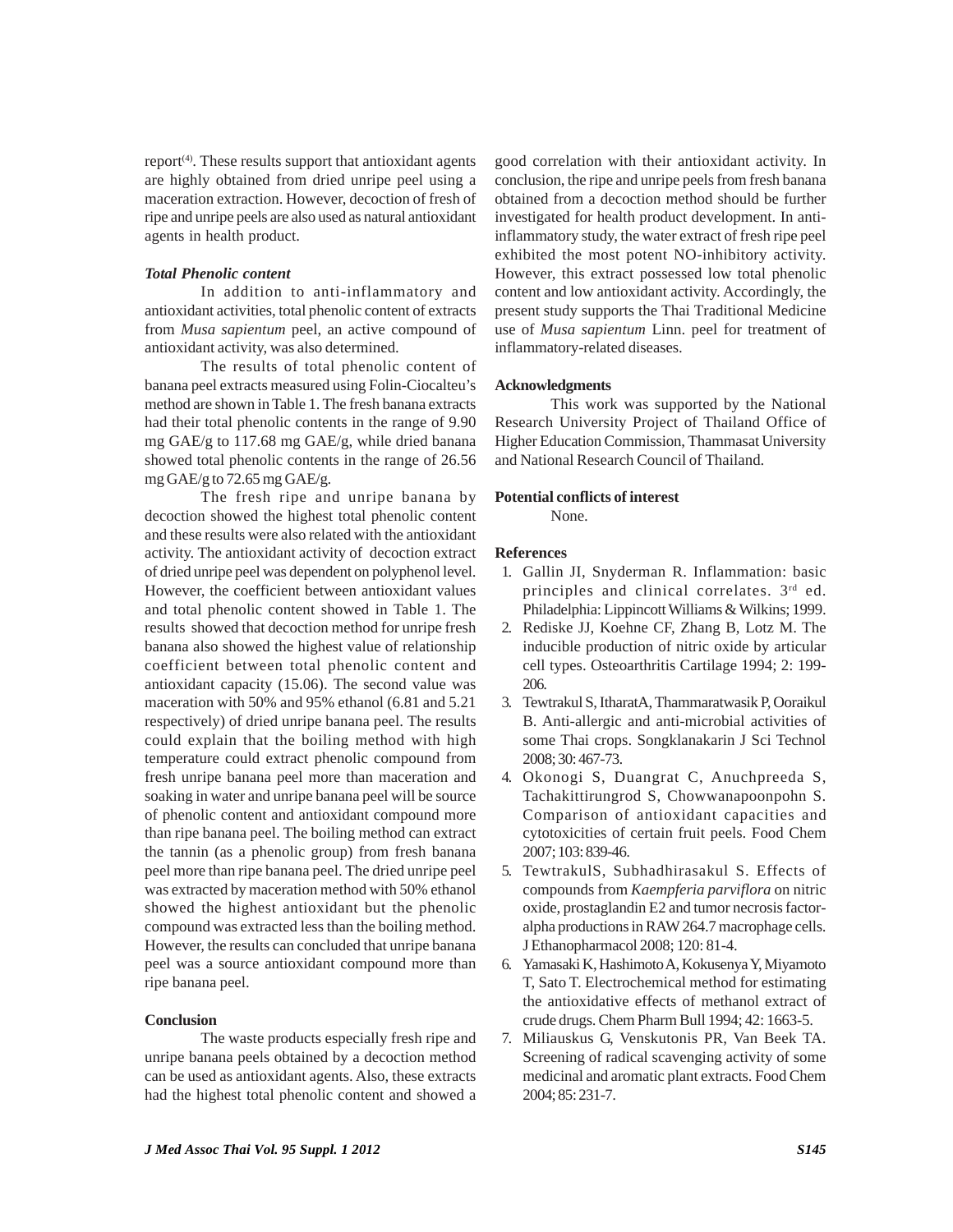report[4]. These results support that antioxidant agents are highly obtained from dried unripe peel using a maceration extraction. However, decoction of fresh of ripe and unripe peels are also used as natural antioxidant agents in health product.

### *Total Phenolic content*

In addition to anti-inflammatory and antioxidant activities, total phenolic content of extracts from *Musa sapientum* peel, an active compound of antioxidant activity, was also determined.

The results of total phenolic content of banana peel extracts measured using Folin-Ciocalteu's method are shown in Table 1. The fresh banana extracts had their total phenolic contents in the range of 9.90 mg GAE/g to 117.68 mg GAE/g, while dried banana showed total phenolic contents in the range of 26.56 mg GAE/g to 72.65 mg GAE/g.

The fresh ripe and unripe banana by decoction showed the highest total phenolic content and these results were also related with the antioxidant activity. The antioxidant activity of decoction extract of dried unripe peel was dependent on polyphenol level. However, the coefficient between antioxidant values and total phenolic content showed in Table 1. The results showed that decoction method for unripe fresh banana also showed the highest value of relationship coefficient between total phenolic content and antioxidant capacity (15.06). The second value was maceration with 50% and 95% ethanol (6.81 and 5.21 respectively) of dried unripe banana peel. The results could explain that the boiling method with high temperature could extract phenolic compound from fresh unripe banana peel more than maceration and soaking in water and unripe banana peel will be source of phenolic content and antioxidant compound more than ripe banana peel. The boiling method can extract the tannin (as a phenolic group) from fresh banana peel more than ripe banana peel. The dried unripe peel was extracted by maceration method with 50% ethanol showed the highest antioxidant but the phenolic compound was extracted less than the boiling method. However, the results can concluded that unripe banana peel was a source antioxidant compound more than ripe banana peel.

## Conclusion

The waste products especially fresh ripe and unripe banana peels obtained by a decoction method can be used as antioxidant agents. Also, these extracts had the highest total phenolic content and showed a good correlation with their antioxidant activity. In conclusion, the ripe and unripe peels from fresh banana obtained from a decoction method should be further investigated for health product development. In anti-inflammatory study, the water extract of fresh ripe peel exhibited the most potent NO-inhibitory activity. However, this extract possessed low total phenolic content and low antioxidant activity. Accordingly, the present study supports the Thai Traditional Medicine use of *Musa sapientum* Linn. peel for treatment of inflammatory-related diseases.

## Acknowledgments

This work was supported by the National Research University Project of Thailand Office of Higher Education Commission, Thammasat University and National Research Council of Thailand.

## Potential conflicts of interest

None.

## References

1. Gallin JI, Snyderman R. Inflammation: basic principles and clinical correlates. 3rd ed. Philadelphia: Lippincott Williams & Wilkins; 1999.
2. Rediske JJ, Koehne CF, Zhang B, Lotz M. The inducible production of nitric oxide by articular cell types. Osteoarthritis Cartilage 1994; 2: 199-206.
3. Tewtrakul S, ItharatA, Thammaratwasik P, Ooraikul B. Anti-allergic and anti-microbial activities of some Thai crops. Songklanakarin J Sci Technol 2008; 30: 467-73.
4. Okonogi S, Duangrat C, Anuchpreeda S, Tachakittirungrod S, Chowwanapoonpohn S. Comparison of antioxidant capacities and cytotoxicities of certain fruit peels. Food Chem 2007; 103: 839-46.
5. TewtrakulS, Subhadhirasakul S. Effects of compounds from *Kaempferia parviflora* on nitric oxide, prostaglandin E2 and tumor necrosis factor-alpha productions in RAW 264.7 macrophage cells. J Ethanopharmacol 2008; 120: 81-4.
6. Yamasaki K, Hashimoto A, Kokusenya Y, Miyamoto T, Sato T. Electrochemical method for estimating the antioxidative effects of methanol extract of crude drugs. Chem Pharm Bull 1994; 42: 1663-5.
7. Miliauskus G, Venskutonis PR, Van Beek TA. Screening of radical scavenging activity of some medicinal and aromatic plant extracts. Food Chem 2004; 85: 231-7.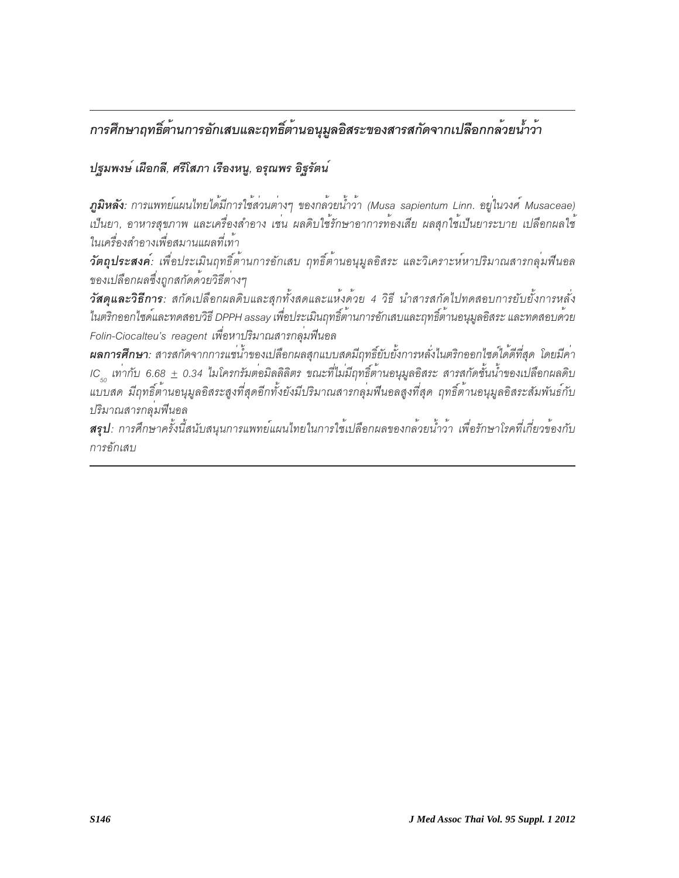## *การศึกษาฤทธิ์ต้านการอักเสบและฤทธิ์ต้านอนุมูลอิสระของสารสกัดจากเปลือกกล้วยน้ำว้า*

***ปฐมพงษ์ เผือกลี, ศรีโสภา เรืองหนู, อรุณพร อิฐรัตน์***

***ภูมิหลัง***: *การแพทย์แผนไทยได้มีการใช้ส่วนต่างๆ ของกล้วยน้ำว้า (Musa sapientum Linn. อยู่ในวงศ์ Musaceae) เป็นยา, อาหารสุขภาพ และเครื่องสำอาง เช่น ผลดิบใช้รักษาอาการท้องเสีย ผลสุกใช้เป็นยาระบาย เปลือกผลใช้ในเครื่องสำอางเพื่อสมานแผลที่เท้า*

***วัตถุประสงค์***: *เพื่อประเมินฤทธิ์ต้านการอักเสบ ฤทธิ์ต้านอนุมูลอิสระ และวิเคราะห์หาปริมาณสารกลุ่มฟีนอลของเปลือกผลซึ่งถูกสกัดด้วยวิธีต่างๆ*

***วัสดุและวิธีการ***: *สกัดเปลือกผลดิบและสุกทั้งสดและแห้งด้วย 4 วิธี นำสารสกัดไปทดสอบการยับยั้งการหลั่งไนตริกออกไซด์และทดสอบวิธี DPPH assay เพื่อประเมินฤทธิ์ต้านการอักเสบและฤทธิ์ต้านอนุมูลอิสระ และทดสอบด้วย Folin-Ciocalteu's reagent เพื่อหาปริมาณสารกลุ่มฟีนอล*

***ผลการศึกษา***: *สารสกัดจากการแช่น้ำของเปลือกผลสุกแบบสดมีฤทธิ์ยับยั้งการหลั่งไนตริกออกไซด์ได้ดีที่สุด โดยมีค่า $IC_{50}$ เท่ากับ 6.68 $\pm$ 0.34 ไมโครกรัมต่อมิลลิลิตร ขณะที่ไม่มีฤทธิ์ต้านอนุมูลอิสระ สารสกัดชั้นน้ำของเปลือกผลดิบแบบสด มีฤทธิ์ต้านอนุมูลอิสระสูงที่สุดอีกทั้งยังมีปริมาณสารกลุ่มฟีนอลสูงที่สุด ฤทธิ์ต้านอนุมูลอิสระสัมพันธ์กับปริมาณสารกลุ่มฟีนอล*

***สรุป***: *การศึกษาครั้งนี้สนับสนุนการแพทย์แผนไทยในการใช้เปลือกผลของกล้วยน้ำว้า เพื่อรักษาโรคที่เกี่ยวข้องกับการอักเสบ*